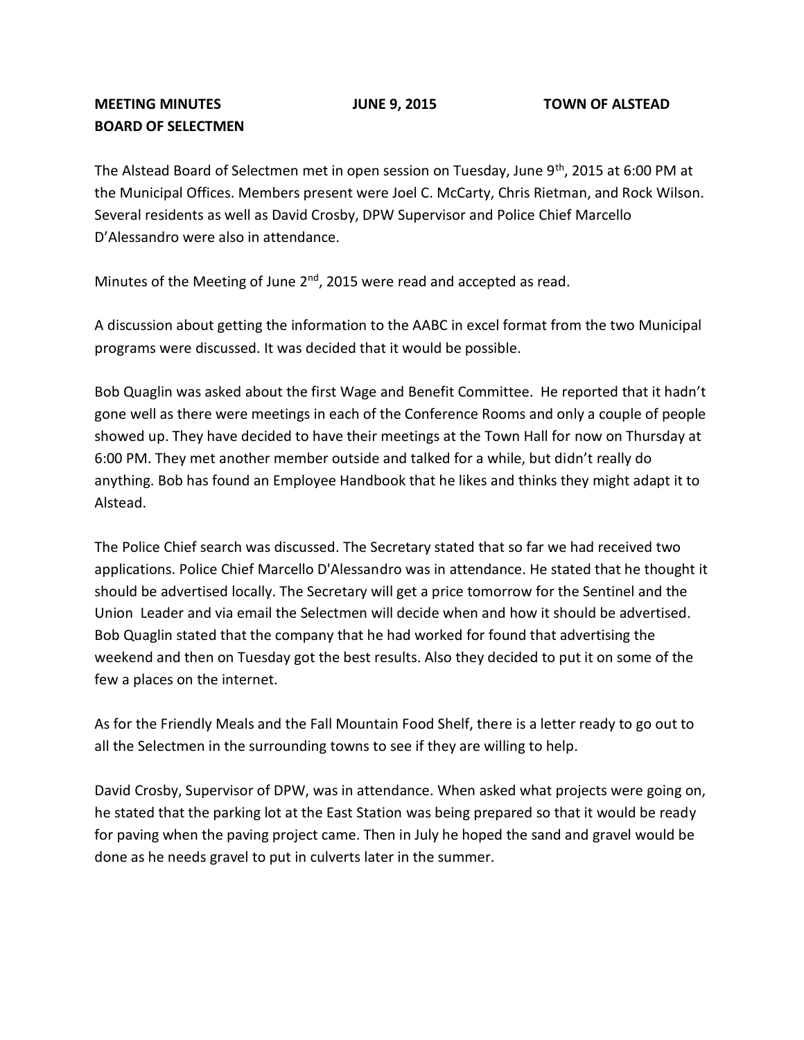**MEETING MINUTES** **JUNE 9, 2015** **TOWN OF ALSTEAD**
**BOARD OF SELECTMEN**

The Alstead Board of Selectmen met in open session on Tuesday, June 9th, 2015 at 6:00 PM at the Municipal Offices. Members present were Joel C. McCarty, Chris Rietman, and Rock Wilson. Several residents as well as David Crosby, DPW Supervisor and Police Chief Marcello D'Alessandro were also in attendance.

Minutes of the Meeting of June 2nd, 2015 were read and accepted as read.

A discussion about getting the information to the AABC in excel format from the two Municipal programs were discussed. It was decided that it would be possible.

Bob Quaglin was asked about the first Wage and Benefit Committee. He reported that it hadn't gone well as there were meetings in each of the Conference Rooms and only a couple of people showed up. They have decided to have their meetings at the Town Hall for now on Thursday at 6:00 PM. They met another member outside and talked for a while, but didn't really do anything. Bob has found an Employee Handbook that he likes and thinks they might adapt it to Alstead.

The Police Chief search was discussed. The Secretary stated that so far we had received two applications. Police Chief Marcello D'Alessandro was in attendance. He stated that he thought it should be advertised locally. The Secretary will get a price tomorrow for the Sentinel and the Union Leader and via email the Selectmen will decide when and how it should be advertised. Bob Quaglin stated that the company that he had worked for found that advertising the weekend and then on Tuesday got the best results. Also they decided to put it on some of the few a places on the internet.

As for the Friendly Meals and the Fall Mountain Food Shelf, there is a letter ready to go out to all the Selectmen in the surrounding towns to see if they are willing to help.

David Crosby, Supervisor of DPW, was in attendance. When asked what projects were going on, he stated that the parking lot at the East Station was being prepared so that it would be ready for paving when the paving project came. Then in July he hoped the sand and gravel would be done as he needs gravel to put in culverts later in the summer.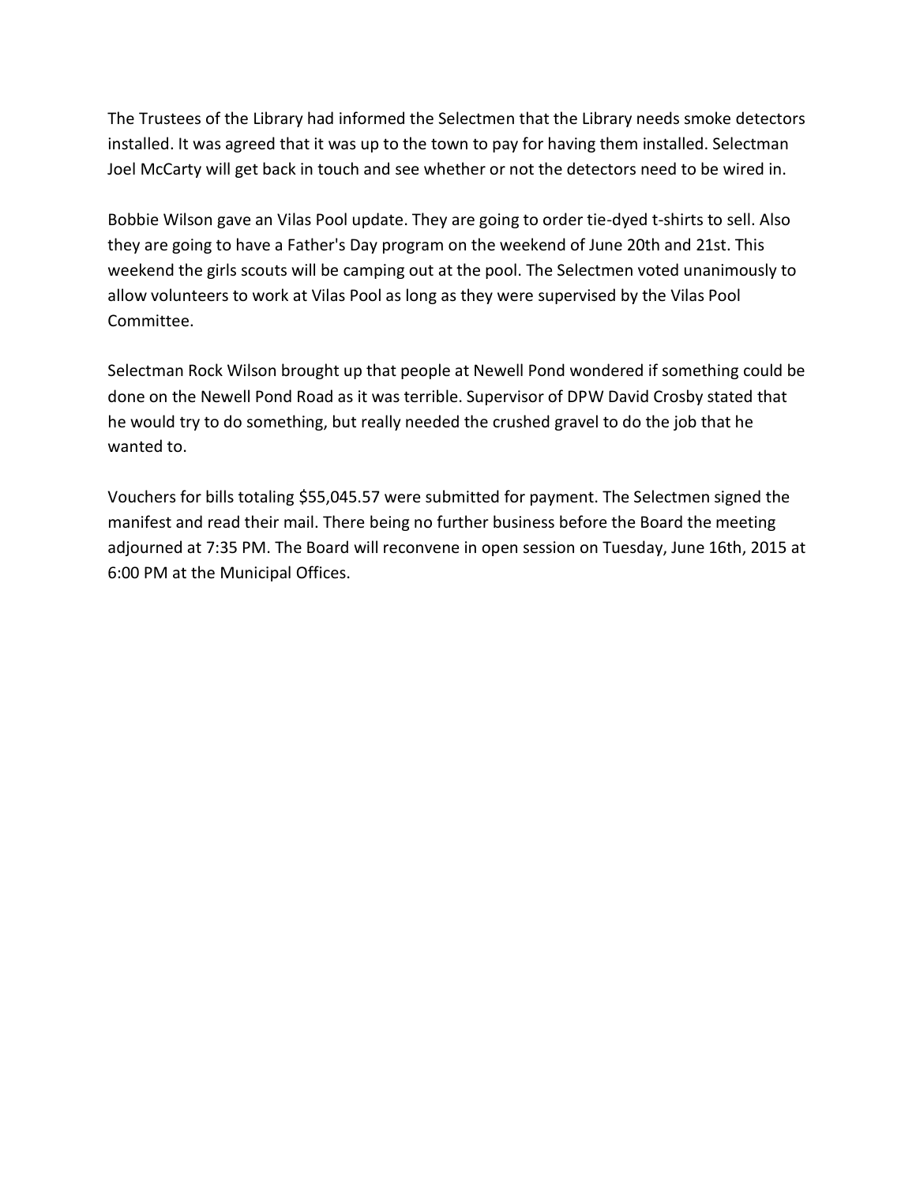The Trustees of the Library had informed the Selectmen that the Library needs smoke detectors installed. It was agreed that it was up to the town to pay for having them installed. Selectman Joel McCarty will get back in touch and see whether or not the detectors need to be wired in.

Bobbie Wilson gave an Vilas Pool update. They are going to order tie-dyed t-shirts to sell. Also they are going to have a Father's Day program on the weekend of June 20th and 21st. This weekend the girls scouts will be camping out at the pool. The Selectmen voted unanimously to allow volunteers to work at Vilas Pool as long as they were supervised by the Vilas Pool Committee.

Selectman Rock Wilson brought up that people at Newell Pond wondered if something could be done on the Newell Pond Road as it was terrible. Supervisor of DPW David Crosby stated that he would try to do something, but really needed the crushed gravel to do the job that he wanted to.

Vouchers for bills totaling $55,045.57 were submitted for payment. The Selectmen signed the manifest and read their mail. There being no further business before the Board the meeting adjourned at 7:35 PM. The Board will reconvene in open session on Tuesday, June 16th, 2015 at 6:00 PM at the Municipal Offices.